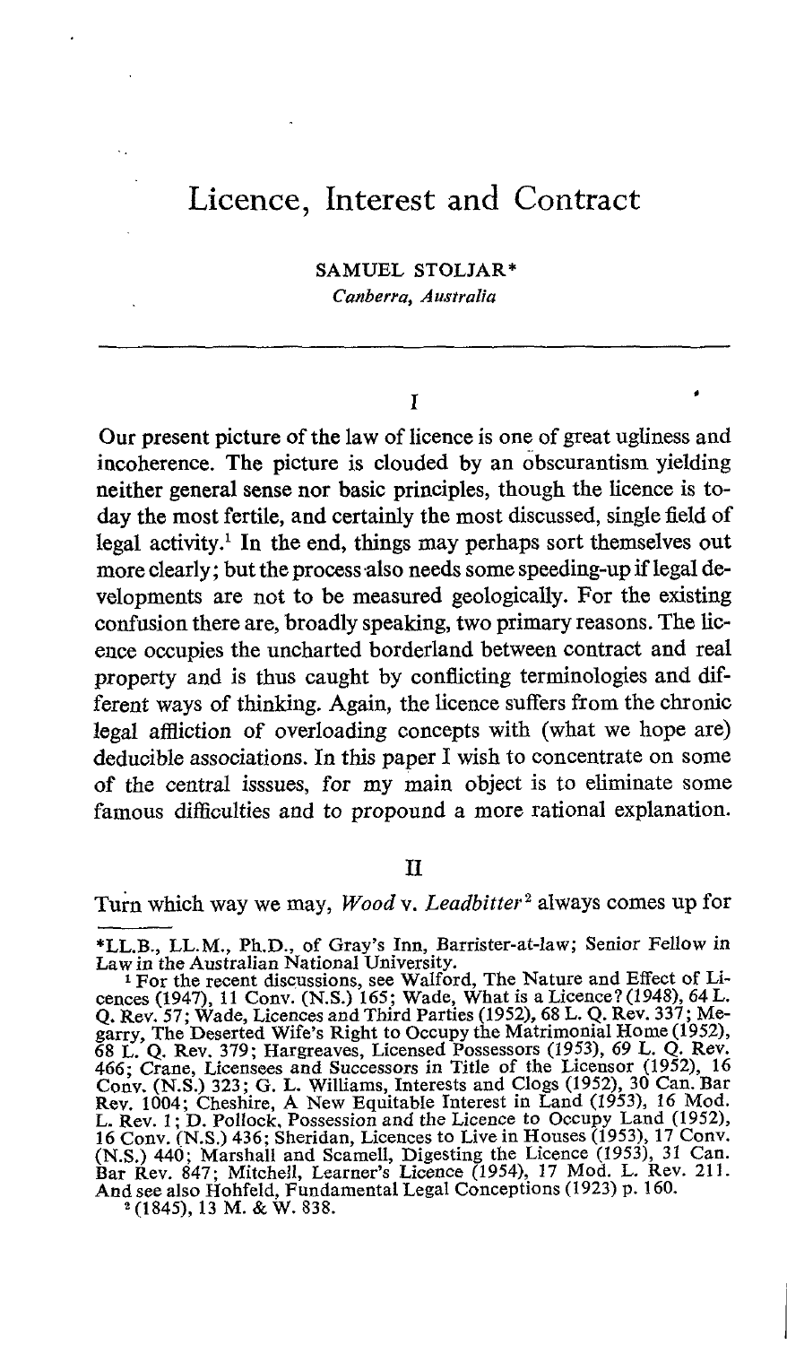# Licence, Interest and Contract

SAMUEL STOLJAR*

*Canberra, Australia*

## I

Our present picture of the law of licence is one of great ugliness and incoherence. The picture is clouded by an obscurantism yielding neither general sense nor basic principles, though the licence is today the most fertile, and certainly the most discussed, single field of legal activity.[1] In the end, things may perhaps sort themselves out more clearly; but the process also needs some speeding-up if legal developments are not to be measured geologically. For the existing confusion there are, broadly speaking, two primary reasons. The licence occupies the uncharted borderland between contract and real property and is thus caught by conflicting terminologies and different ways of thinking. Again, the licence suffers from the chronic legal affliction of overloading concepts with (what we hope are) deducible associations. In this paper I wish to concentrate on some of the central isssues, for my main object is to eliminate some famous difficulties and to propound a more rational explanation.

## II

Turn which way we may, *Wood* v. *Leadbitter*[2] always comes up for

---

*LL.B., LL.M., Ph.D., of Gray's Inn, Barrister-at-law; Senior Fellow in Law in the Australian National University.

[1] For the recent discussions, see Walford, The Nature and Effect of Licences (1947), 11 Conv. (N.S.) 165; Wade, What is a Licence? (1948), 64 L. Q. Rev. 57; Wade, Licences and Third Parties (1952), 68 L. Q. Rev. 337; Megarry, The Deserted Wife's Right to Occupy the Matrimonial Home (1952), 68 L. Q. Rev. 379; Hargreaves, Licensed Possessors (1953), 69 L. Q. Rev. 466; Crane, Licensees and Successors in Title of the Licensor (1952), 16 Conv. (N.S.) 323; G. L. Williams, Interests and Clogs (1952), 30 Can. Bar Rev. 1004; Cheshire, A New Equitable Interest in Land (1953), 16 Mod. L. Rev. 1; D. Pollock, Possession and the Licence to Occupy Land (1952), 16 Conv. (N.S.) 436; Sheridan, Licences to Live in Houses (1953), 17 Conv. (N.S.) 440; Marshall and Scamell, Digesting the Licence (1953), 31 Can. Bar Rev. 847; Mitchell, Learner's Licence (1954), 17 Mod. L. Rev. 211. And see also Hohfeld, Fundamental Legal Conceptions (1923) p. 160.

[2] (1845), 13 M. & W. 838.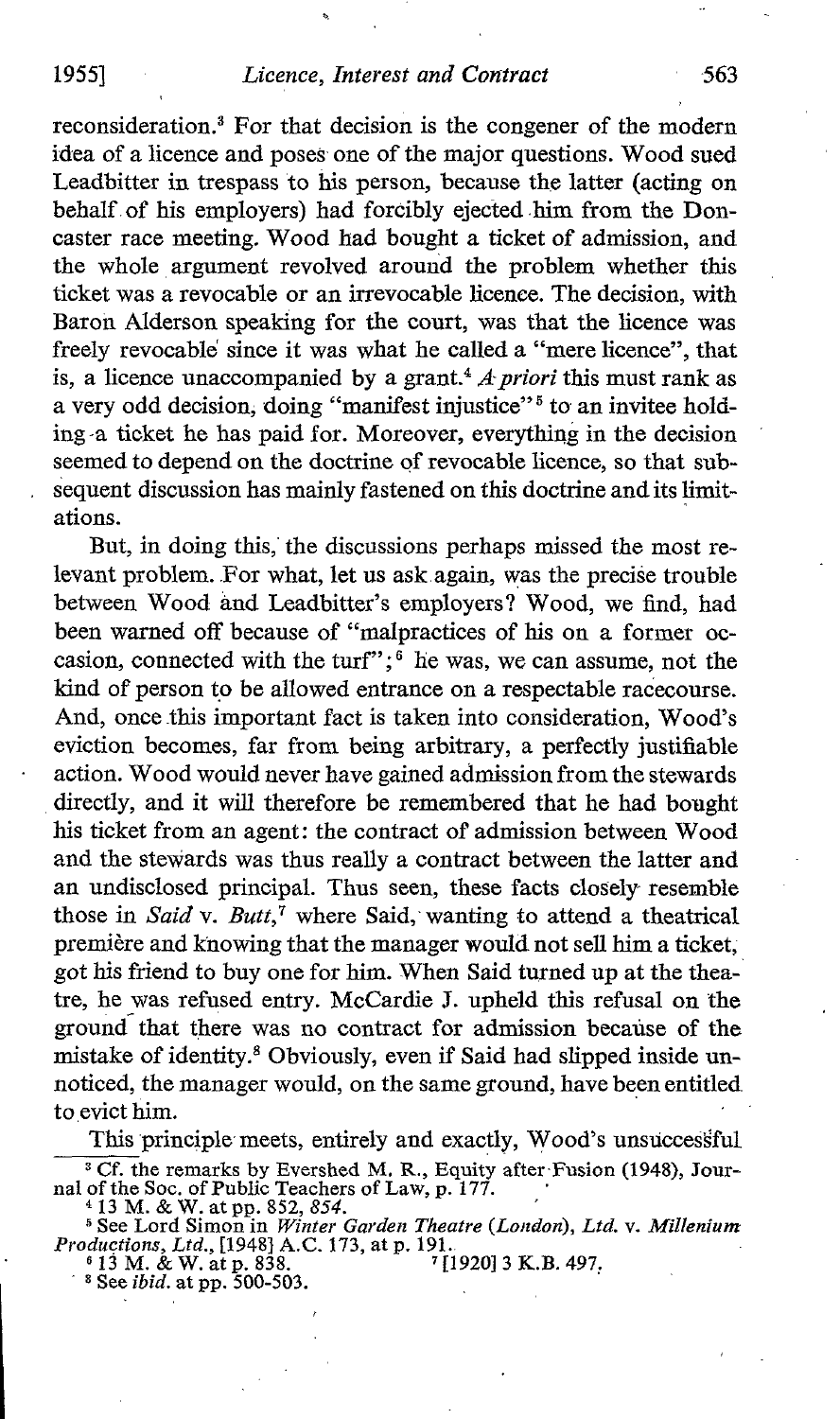reconsideration.[3] For that decision is the congener of the modern idea of a licence and poses one of the major questions. Wood sued Leadbitter in trespass to his person, because the latter (acting on behalf of his employers) had forcibly ejected him from the Doncaster race meeting. Wood had bought a ticket of admission, and the whole argument revolved around the problem whether this ticket was a revocable or an irrevocable licence. The decision, with Baron Alderson speaking for the court, was that the licence was freely revocable since it was what he called a "mere licence", that is, a licence unaccompanied by a grant.[4] *A priori* this must rank as a very odd decision, doing "manifest injustice"[5] to an invitee holding a ticket he has paid for. Moreover, everything in the decision seemed to depend on the doctrine of revocable licence, so that subsequent discussion has mainly fastened on this doctrine and its limitations.

But, in doing this, the discussions perhaps missed the most relevant problem. For what, let us ask again, was the precise trouble between Wood and Leadbitter's employers? Wood, we find, had been warned off because of "malpractices of his on a former occasion, connected with the turf";[6] he was, we can assume, not the kind of person to be allowed entrance on a respectable racecourse. And, once this important fact is taken into consideration, Wood's eviction becomes, far from being arbitrary, a perfectly justifiable action. Wood would never have gained admission from the stewards directly, and it will therefore be remembered that he had bought his ticket from an agent: the contract of admission between Wood and the stewards was thus really a contract between the latter and an undisclosed principal. Thus seen, these facts closely resemble those in *Said* v. *Butt*,[7] where Said, wanting to attend a theatrical première and knowing that the manager would not sell him a ticket, got his friend to buy one for him. When Said turned up at the theatre, he was refused entry. McCardie J. upheld this refusal on the ground that there was no contract for admission because of the mistake of identity.[8] Obviously, even if Said had slipped inside unnoticed, the manager would, on the same ground, have been entitled to evict him.

This principle meets, entirely and exactly, Wood's unsuccessful

---

[3] Cf. the remarks by Evershed M. R., Equity after Fusion (1948), Journal of the Soc. of Public Teachers of Law, p. 177.

[4] 13 M. & W. at pp. 852, *854*.

[5] See Lord Simon in *Winter Garden Theatre (London), Ltd.* v. *Millenium Productions, Ltd.*, [1948] A.C. 173, at p. 191.

[6] 13 M. & W. at p. 838.

[7] [1920] 3 K.B. 497.

[8] See *ibid.* at pp. 500-503.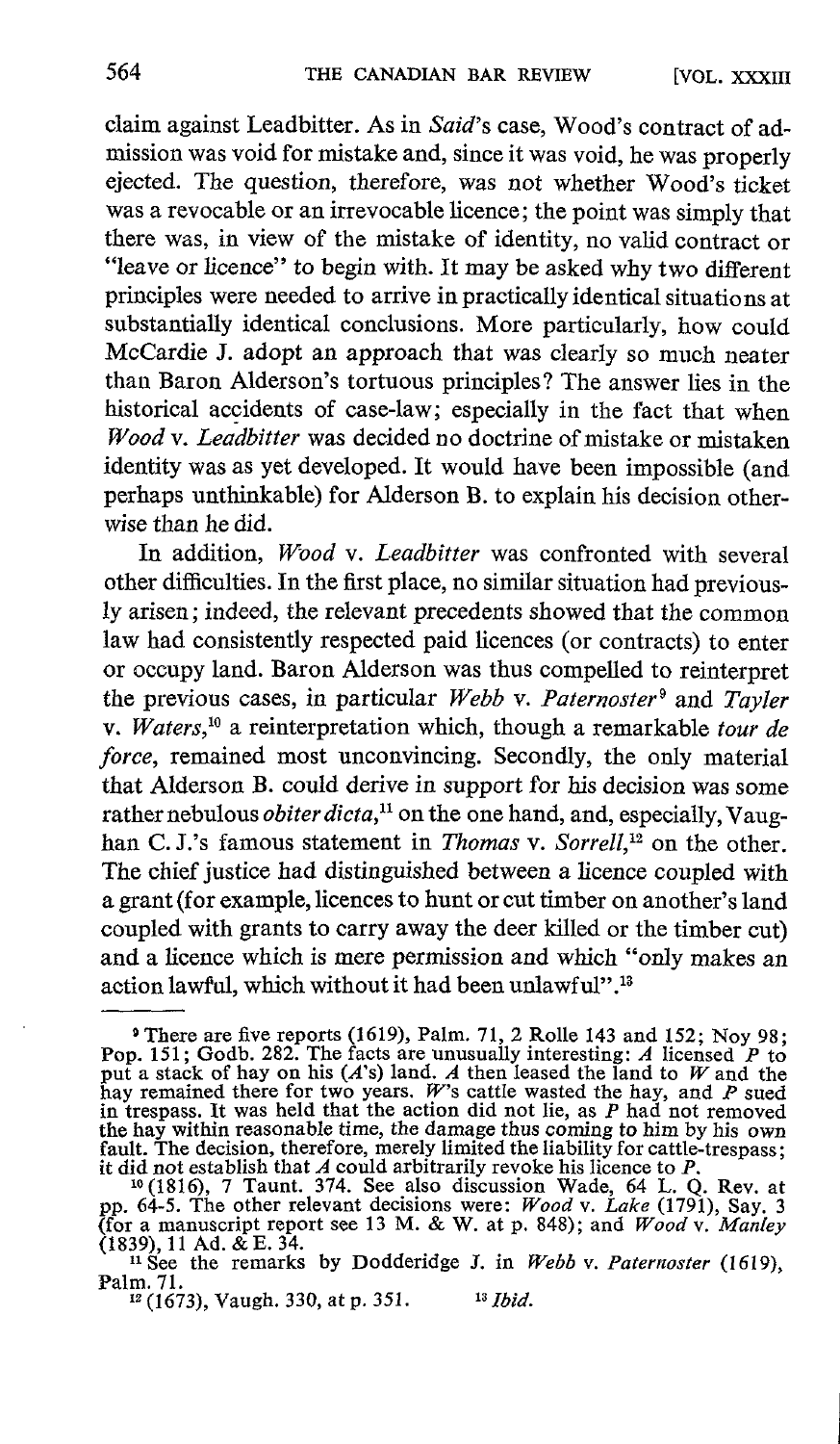claim against Leadbitter. As in *Said*'s case, Wood's contract of admission was void for mistake and, since it was void, he was properly ejected. The question, therefore, was not whether Wood's ticket was a revocable or an irrevocable licence; the point was simply that there was, in view of the mistake of identity, no valid contract or "leave or licence" to begin with. It may be asked why two different principles were needed to arrive in practically identical situations at substantially identical conclusions. More particularly, how could McCardie J. adopt an approach that was clearly so much neater than Baron Alderson's tortuous principles? The answer lies in the historical accidents of case-law; especially in the fact that when *Wood* v. *Leadbitter* was decided no doctrine of mistake or mistaken identity was as yet developed. It would have been impossible (and perhaps unthinkable) for Alderson B. to explain his decision otherwise than he did.

In addition, *Wood* v. *Leadbitter* was confronted with several other difficulties. In the first place, no similar situation had previously arisen; indeed, the relevant precedents showed that the common law had consistently respected paid licences (or contracts) to enter or occupy land. Baron Alderson was thus compelled to reinterpret the previous cases, in particular *Webb* v. *Paternoster*[9] and *Tayler* v. *Waters*,[10] a reinterpretation which, though a remarkable *tour de force*, remained most unconvincing. Secondly, the only material that Alderson B. could derive in support for his decision was some rather nebulous *obiter dicta*,[11] on the one hand, and, especially, Vaughan C.J.'s famous statement in *Thomas* v. *Sorrell*,[12] on the other. The chief justice had distinguished between a licence coupled with a grant (for example, licences to hunt or cut timber on another's land coupled with grants to carry away the deer killed or the timber cut) and a licence which is mere permission and which "only makes an action lawful, which without it had been unlawful".[13]

---

[9] There are five reports (1619), Palm. 71, 2 Rolle 143 and 152; Noy 98; Pop. 151; Godb. 282. The facts are unusually interesting: *A* licensed *P* to put a stack of hay on his (*A*'s) land. *A* then leased the land to *W* and the hay remained there for two years. *W*'s cattle wasted the hay, and *P* sued in trespass. It was held that the action did not lie, as *P* had not removed the hay within reasonable time, the damage thus coming to him by his own fault. The decision, therefore, merely limited the liability for cattle-trespass; it did not establish that *A* could arbitrarily revoke his licence to *P*.

[10] (1816), 7 Taunt. 374. See also discussion Wade, 64 L. Q. Rev. at pp. 64-5. The other relevant decisions were: *Wood* v. *Lake* (1791), Say. 3 (for a manuscript report see 13 M. & W. at p. 848); and *Wood* v. *Manley* (1839), 11 Ad. & E. 34.

[11] See the remarks by Dodderidge J. in *Webb* v. *Paternoster* (1619), Palm. 71.

[12] (1673), Vaugh. 330, at p. 351.

[13] *Ibid.*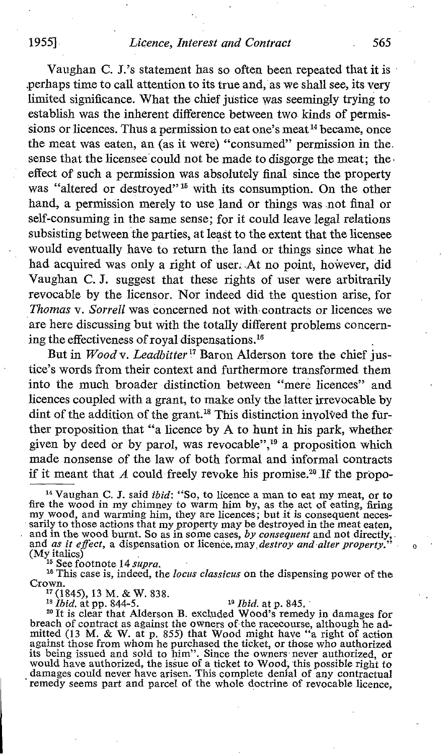Vaughan C. J.'s statement has so often been repeated that it is perhaps time to call attention to its true and, as we shall see, its very limited significance. What the chief justice was seemingly trying to establish was the inherent difference between two kinds of permissions or licences. Thus a permission to eat one's meat[14] became, once the meat was eaten, an (as it were) "consumed" permission in the sense that the licensee could not be made to disgorge the meat; the effect of such a permission was absolutely final since the property was "altered or destroyed"[15] with its consumption. On the other hand, a permission merely to use land or things was not final or self-consuming in the same sense; for it could leave legal relations subsisting between the parties, at least to the extent that the licensee would eventually have to return the land or things since what he had acquired was only a right of user. At no point, however, did Vaughan C. J. suggest that these rights of user were arbitrarily revocable by the licensor. Nor indeed did the question arise, for *Thomas* v. *Sorrell* was concerned not with contracts or licences we are here discussing but with the totally different problems concerning the effectiveness of royal dispensations.[16]

But in *Wood* v. *Leadbitter*[17] Baron Alderson tore the chief justice's words from their context and furthermore transformed them into the much broader distinction between "mere licences" and licences coupled with a grant, to make only the latter irrevocable by dint of the addition of the grant.[18] This distinction involved the further proposition that "a licence by A to hunt in his park, whether given by deed or by parol, was revocable",[19] a proposition which made nonsense of the law of both formal and informal contracts if it meant that *A* could freely revoke his promise.[20] If the propo-

---

[14] Vaughan C. J. said *ibid*: "So, to licence a man to eat my meat, or to fire the wood in my chimney to warm him by, as the act of eating, firing my wood, and warming him, they are licences; but it is consequent necessarily to those actions that my property may be destroyed in the meat eaten, and in the wood burnt. So as in some cases, *by consequent* and not directly, and *as it effect*, a dispensation or licence may *destroy and alter property*." (My italics)

[15] See footnote 14 *supra*.

[16] This case is, indeed, the *locus classicus* on the dispensing power of the Crown.

[17] (1845), 13 M. & W. 838.

[18] *Ibid.* at pp. 844-5.

[19] *Ibid.* at p. 845.

[20] It is clear that Alderson B. excluded Wood's remedy in damages for breach of contract as against the owners of the racecourse, although he admitted (13 M. & W. at p. 855) that Wood might have "a right of action against those from whom he purchased the ticket, or those who authorized its being issued and sold to him". Since the owners never authorized, or would have authorized, the issue of a ticket to Wood, this possible right to damages could never have arisen. This complete denial of any contractual remedy seems part and parcel of the whole doctrine of revocable licence,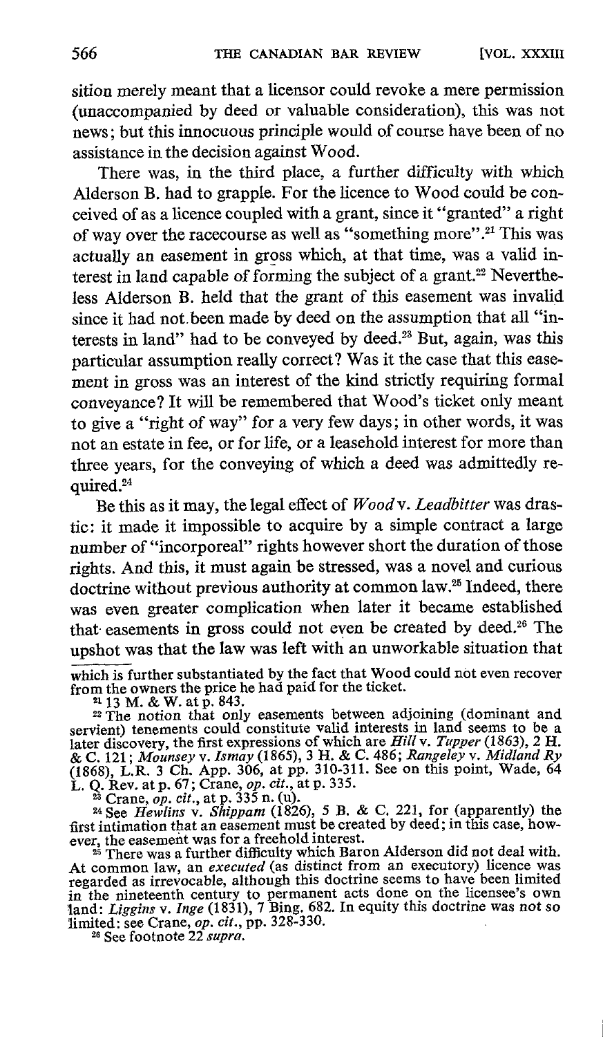sition merely meant that a licensor could revoke a mere permission (unaccompanied by deed or valuable consideration), this was not news; but this innocuous principle would of course have been of no assistance in the decision against Wood.

There was, in the third place, a further difficulty with which Alderson B. had to grapple. For the licence to Wood could be conceived of as a licence coupled with a grant, since it "granted" a right of way over the racecourse as well as "something more".[21] This was actually an easement in gross which, at that time, was a valid interest in land capable of forming the subject of a grant.[22] Nevertheless Alderson B. held that the grant of this easement was invalid since it had not been made by deed on the assumption that all "interests in land" had to be conveyed by deed.[23] But, again, was this particular assumption really correct? Was it the case that this easement in gross was an interest of the kind strictly requiring formal conveyance? It will be remembered that Wood's ticket only meant to give a "right of way" for a very few days; in other words, it was not an estate in fee, or for life, or a leasehold interest for more than three years, for the conveying of which a deed was admittedly required.[24]

Be this as it may, the legal effect of *Wood* v. *Leadbitter* was drastic: it made it impossible to acquire by a simple contract a large number of "incorporeal" rights however short the duration of those rights. And this, it must again be stressed, was a novel and curious doctrine without previous authority at common law.[25] Indeed, there was even greater complication when later it became established that easements in gross could not even be created by deed.[26] The upshot was that the law was left with an unworkable situation that

---

which is further substantiated by the fact that Wood could not even recover from the owners the price he had paid for the ticket.

[21] 13 M. & W. at p. 843.

[22] The notion that only easements between adjoining (dominant and servient) tenements could constitute valid interests in land seems to be a later discovery, the first expressions of which are *Hill* v. *Tupper* (1863), 2 H. & C. 121; *Mounsey* v. *Ismay* (1865), 3 H. & C. 486; *Rangeley* v. *Midland Ry* (1868), L.R. 3 Ch. App. 306, at pp. 310-311. See on this point, Wade, 64 L. Q. Rev. at p. 67; Crane, *op. cit.*, at p. 335.

[23] Crane, *op. cit.*, at p. 335 n. (u).

[24] See *Hewlins* v. *Shippam* (1826), 5 B. & C. 221, for (apparently) the first intimation that an easement must be created by deed; in this case, however, the easement was for a freehold interest.

[25] There was a further difficulty which Baron Alderson did not deal with. At common law, an *executed* (as distinct from an executory) licence was regarded as irrevocable, although this doctrine seems to have been limited in the nineteenth century to permanent acts done on the licensee's own land: *Liggins* v. *Inge* (1831), 7 Bing. 682. In equity this doctrine was not so limited: see Crane, *op. cit.*, pp. 328-330.

[26] See footnote 22 *supra*.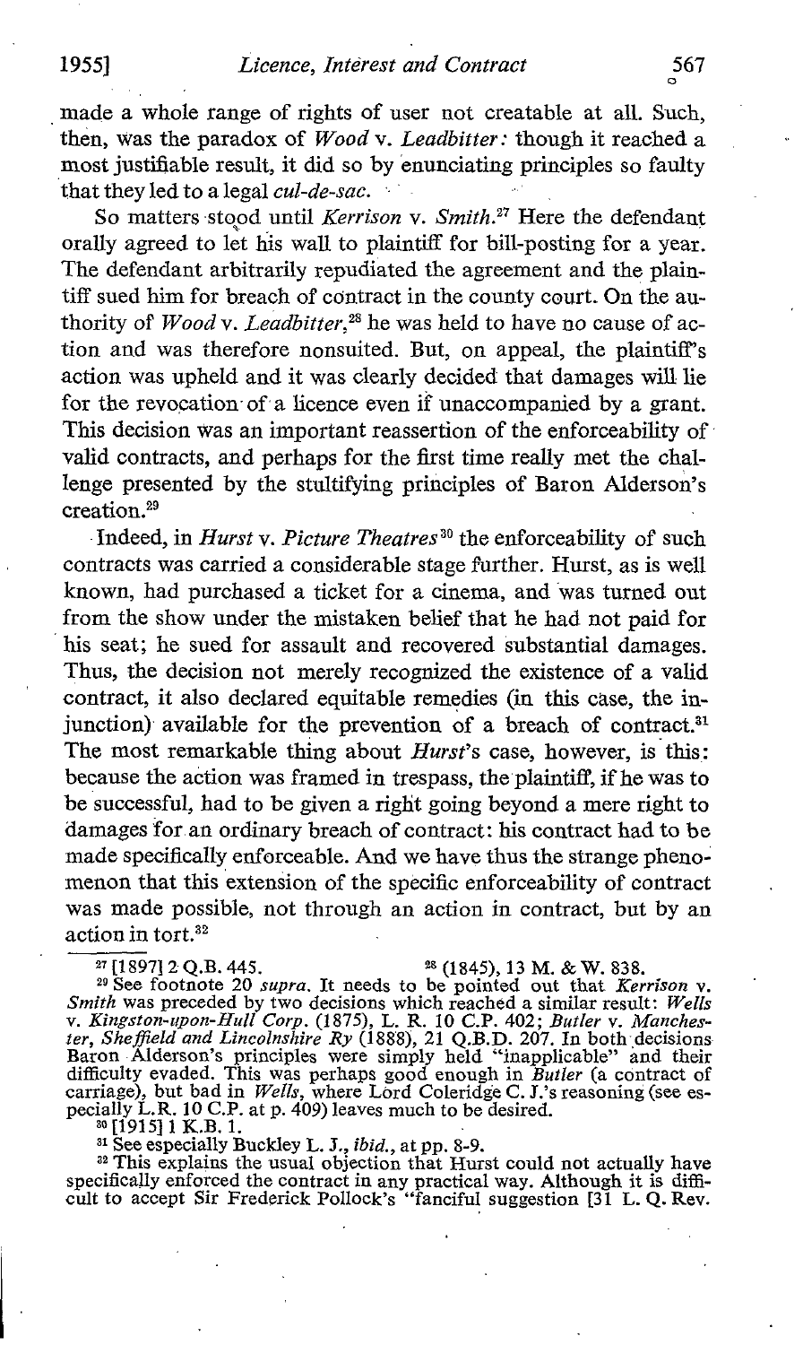made a whole range of rights of user not creatable at all. Such, then, was the paradox of *Wood* v. *Leadbitter:* though it reached a most justifiable result, it did so by enunciating principles so faulty that they led to a legal *cul-de-sac.*

So matters stood until *Kerrison* v. *Smith.*[27] Here the defendant orally agreed to let his wall to plaintiff for bill-posting for a year. The defendant arbitrarily repudiated the agreement and the plaintiff sued him for breach of contract in the county court. On the authority of *Wood* v. *Leadbitter,*[28] he was held to have no cause of action and was therefore nonsuited. But, on appeal, the plaintiff's action was upheld and it was clearly decided that damages will lie for the revocation of a licence even if unaccompanied by a grant. This decision was an important reassertion of the enforceability of valid contracts, and perhaps for the first time really met the challenge presented by the stultifying principles of Baron Alderson's creation.[29]

Indeed, in *Hurst* v. *Picture Theatres*[30] the enforceability of such contracts was carried a considerable stage further. Hurst, as is well known, had purchased a ticket for a cinema, and was turned out from the show under the mistaken belief that he had not paid for his seat; he sued for assault and recovered substantial damages. Thus, the decision not merely recognized the existence of a valid contract, it also declared equitable remedies (in this case, the injunction) available for the prevention of a breach of contract.[31] The most remarkable thing about *Hurst*'s case, however, is this: because the action was framed in trespass, the plaintiff, if he was to be successful, had to be given a right going beyond a mere right to damages for an ordinary breach of contract: his contract had to be made specifically enforceable. And we have thus the strange phenomenon that this extension of the specific enforceability of contract was made possible, not through an action in contract, but by an action in tort.[32]

---

[27] [1897] 2 Q.B. 445.

[28] (1845), 13 M. & W. 838.

[29] See footnote 20 *supra*. It needs to be pointed out that *Kerrison* v. *Smith* was preceded by two decisions which reached a similar result: *Wells* v. *Kingston-upon-Hull Corp.* (1875), L. R. 10 C.P. 402; *Butler* v. *Manchester, Sheffield and Lincolnshire Ry* (1888), 21 Q.B.D. 207. In both decisions Baron Alderson's principles were simply held "inapplicable" and their difficulty evaded. This was perhaps good enough in *Butler* (a contract of carriage), but bad in *Wells*, where Lord Coleridge C. J.'s reasoning (see especially L.R. 10 C.P. at p. 409) leaves much to be desired.

[30] [1915] 1 K.B. 1.

[31] See especially Buckley L. J., *ibid.*, at pp. 8-9.

[32] This explains the usual objection that Hurst could not actually have specifically enforced the contract in any practical way. Although it is difficult to accept Sir Frederick Pollock's "fanciful suggestion [31 L. Q. Rev.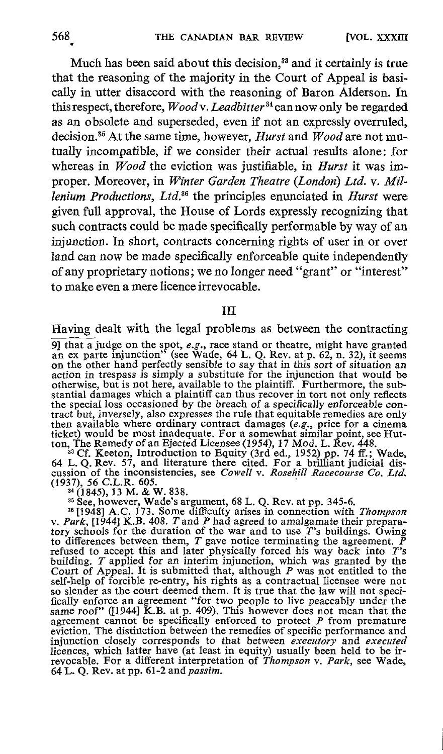Much has been said about this decision,[33] and it certainly is true that the reasoning of the majority in the Court of Appeal is basically in utter disaccord with the reasoning of Baron Alderson. In this respect, therefore, *Wood* v. *Leadbitter*[34] can now only be regarded as an obsolete and superseded, even if not an expressly overruled, decision.[35] At the same time, however, *Hurst* and *Wood* are not mutually incompatible, if we consider their actual results alone: for whereas in *Wood* the eviction was justifiable, in *Hurst* it was improper. Moreover, in *Winter Garden Theatre (London) Ltd.* v. *Millenium Productions, Ltd.*[36] the principles enunciated in *Hurst* were given full approval, the House of Lords expressly recognizing that such contracts could be made specifically performable by way of an injunction. In short, contracts concerning rights of user in or over land can now be made specifically enforceable quite independently of any proprietary notions; we no longer need "grant" or "interest" to make even a mere licence irrevocable.

## III

Having dealt with the legal problems as between the contracting

---

9] that a judge on the spot, *e.g.*, race stand or theatre, might have granted an ex parte injunction" (see Wade, 64 L. Q. Rev. at p. 62, n. 32), it seems on the other hand perfectly sensible to say that in this sort of situation an action in trespass is simply a substitute for the injunction that would be otherwise, but is not here, available to the plaintiff. Furthermore, the substantial damages which a plaintiff can thus recover in tort not only reflects the special loss occasioned by the breach of a specifically enforceable contract but, inversely, also expresses the rule that equitable remedies are only then available where ordinary contract damages (*e.g.*, price for a cinema ticket) would be most inadequate. For a somewhat similar point, see Hutton, The Remedy of an Ejected Licensee (1954), 17 Mod. L. Rev. 448.

[33] Cf. Keeton, Introduction to Equity (3rd ed., 1952) pp. 74 ff.; Wade, 64 L. Q. Rev. 57, and literature there cited. For a brilliant judicial discussion of the inconsistencies, see *Cowell* v. *Rosehill Racecourse Co. Ltd.* (1937), 56 C.L.R. 605.

[34] (1845), 13 M. & W. 838.

[35] See, however, Wade's argument, 68 L. Q. Rev. at pp. 345-6.

[36] [1948] A.C. 173. Some difficulty arises in connection with *Thompson* v. *Park*, [1944] K.B. 408. *T* and *P* had agreed to amalgamate their preparatory schools for the duration of the war and to use *T*'s buildings. Owing to differences between them, *T* gave notice terminating the agreement. *P* refused to accept this and later physically forced his way back into *T*'s building. *T* applied for an interim injunction, which was granted by the Court of Appeal. It is submitted that, although *P* was not entitled to the self-help of forcible re-entry, his rights as a contractual licensee were not so slender as the court deemed them. It is true that the law will not specifically enforce an agreement "for two people to live peaceably under the same roof" ([1944] K.B. at p. 409). This however does not mean that the agreement cannot be specifically enforced to protect *P* from premature eviction. The distinction between the remedies of specific performance and injunction closely corresponds to that between *executory* and *executed* licences, which latter have (at least in equity) usually been held to be irrevocable. For a different interpretation of *Thompson* v. *Park*, see Wade, 64 L. Q. Rev. at pp. 61-2 and *passim*.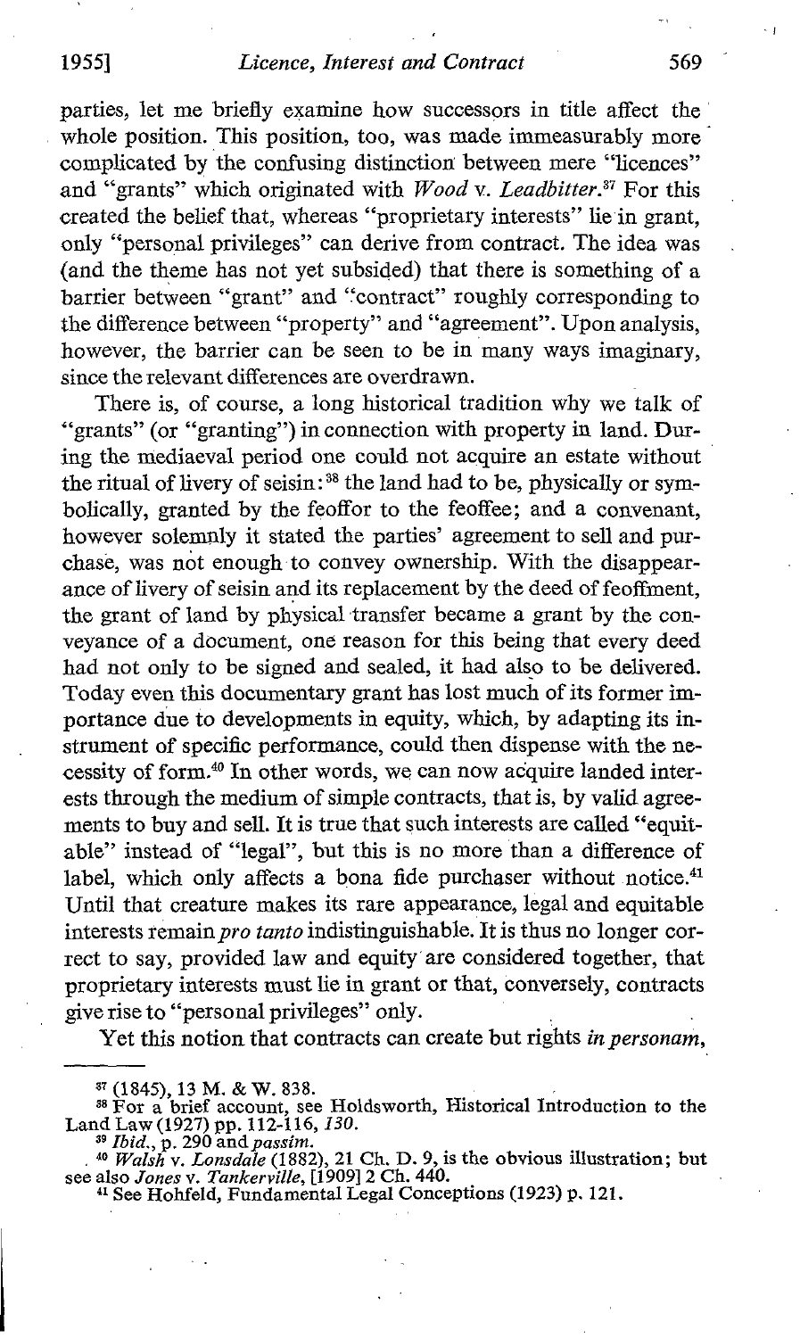parties, let me briefly examine how successors in title affect the whole position. This position, too, was made immeasurably more complicated by the confusing distinction between mere "licences" and "grants" which originated with *Wood* v. *Leadbitter*.[37] For this created the belief that, whereas "proprietary interests" lie in grant, only "personal privileges" can derive from contract. The idea was (and the theme has not yet subsided) that there is something of a barrier between "grant" and "contract" roughly corresponding to the difference between "property" and "agreement". Upon analysis, however, the barrier can be seen to be in many ways imaginary, since the relevant differences are overdrawn.

There is, of course, a long historical tradition why we talk of "grants" (or "granting") in connection with property in land. During the mediaeval period one could not acquire an estate without the ritual of livery of seisin:[38] the land had to be, physically or symbolically, granted by the feoffor to the feoffee; and a convenant, however solemnly it stated the parties' agreement to sell and purchase, was not enough to convey ownership. With the disappearance of livery of seisin and its replacement by the deed of feoffment, the grant of land by physical transfer became a grant by the conveyance of a document, one reason for this being that every deed had not only to be signed and sealed, it had also to be delivered. Today even this documentary grant has lost much of its former importance due to developments in equity, which, by adapting its instrument of specific performance, could then dispense with the necessity of form.[40] In other words, we can now acquire landed interests through the medium of simple contracts, that is, by valid agreements to buy and sell. It is true that such interests are called "equitable" instead of "legal", but this is no more than a difference of label, which only affects a bona fide purchaser without notice.[41] Until that creature makes its rare appearance, legal and equitable interests remain *pro tanto* indistinguishable. It is thus no longer correct to say, provided law and equity are considered together, that proprietary interests must lie in grant or that, conversely, contracts give rise to "personal privileges" only.

Yet this notion that contracts can create but rights *in personam*,

---

[37] (1845), 13 M. & W. 838.

[38] For a brief account, see Holdsworth, Historical Introduction to the Land Law (1927) pp. 112-116, *130*.

[39] *Ibid.*, p. 290 and *passim*.

[40] *Walsh* v. *Lonsdale* (1882), 21 Ch. D. 9, is the obvious illustration; but see also *Jones* v. *Tankerville*, [1909] 2 Ch. 440.

[41] See Hohfeld, Fundamental Legal Conceptions (1923) p. 121.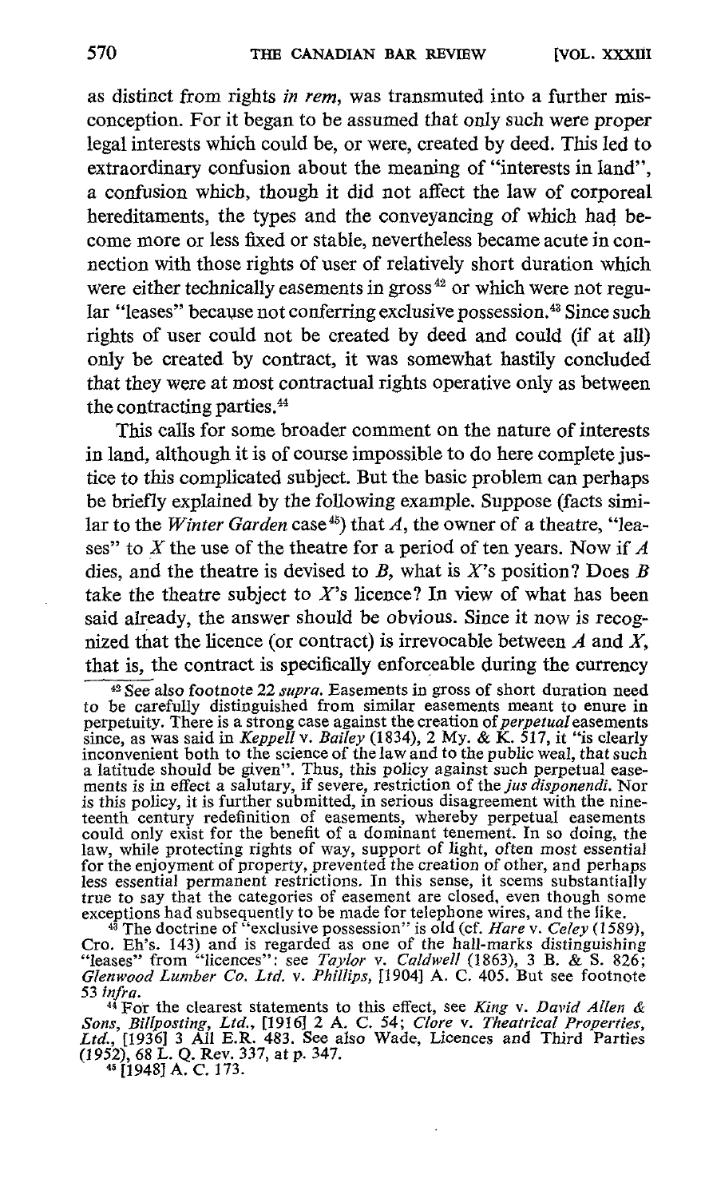as distinct from rights *in rem*, was transmuted into a further misconception. For it began to be assumed that only such were proper legal interests which could be, or were, created by deed. This led to extraordinary confusion about the meaning of "interests in land", a confusion which, though it did not affect the law of corporeal hereditaments, the types and the conveyancing of which had become more or less fixed or stable, nevertheless became acute in connection with those rights of user of relatively short duration which were either technically easements in gross[42] or which were not regular "leases" because not conferring exclusive possession.[43] Since such rights of user could not be created by deed and could (if at all) only be created by contract, it was somewhat hastily concluded that they were at most contractual rights operative only as between the contracting parties.[44]

This calls for some broader comment on the nature of interests in land, although it is of course impossible to do here complete justice to this complicated subject. But the basic problem can perhaps be briefly explained by the following example. Suppose (facts similar to the *Winter Garden* case[45]) that *A*, the owner of a theatre, "leases" to *X* the use of the theatre for a period of ten years. Now if *A* dies, and the theatre is devised to *B*, what is *X*'s position? Does *B* take the theatre subject to *X*'s licence? In view of what has been said already, the answer should be obvious. Since it now is recognized that the licence (or contract) is irrevocable between *A* and *X*, that is, the contract is specifically enforceable during the currency

---

[42] See also footnote 22 *supra*. Easements in gross of short duration need to be carefully distinguished from similar easements meant to enure in perpetuity. There is a strong case against the creation of *perpetual* easements since, as was said in *Keppell* v. *Bailey* (1834), 2 My. & K. 517, it "is clearly inconvenient both to the science of the law and to the public weal, that such a latitude should be given". Thus, this policy against such perpetual easements is in effect a salutary, if severe, restriction of the *jus disponendi*. Nor is this policy, it is further submitted, in serious disagreement with the nineteenth century redefinition of easements, whereby perpetual easements could only exist for the benefit of a dominant tenement. In so doing, the law, while protecting rights of way, support of light, often most essential for the enjoyment of property, prevented the creation of other, and perhaps less essential permanent restrictions. In this sense, it seems substantially true to say that the categories of easement are closed, even though some exceptions had subsequently to be made for telephone wires, and the like.

[43] The doctrine of "exclusive possession" is old (cf. *Hare* v. *Celey* (1589), Cro. Eh's. 143) and is regarded as one of the hall-marks distinguishing "leases" from "licences": see *Taylor* v. *Caldwell* (1863), 3 B. & S. 826; *Glenwood Lumber Co. Ltd.* v. *Phillips*, [1904] A. C. 405. But see footnote 53 *infra*.

[44] For the clearest statements to this effect, see *King* v. *David Allen & Sons, Billposting, Ltd.*, [1916] 2 A. C. 54; *Clore* v. *Theatrical Properties, Ltd.*, [1936] 3 All E.R. 483. See also Wade, Licences and Third Parties (1952), 68 L. Q. Rev. 337, at p. 347.

[45] [1948] A. C. 173.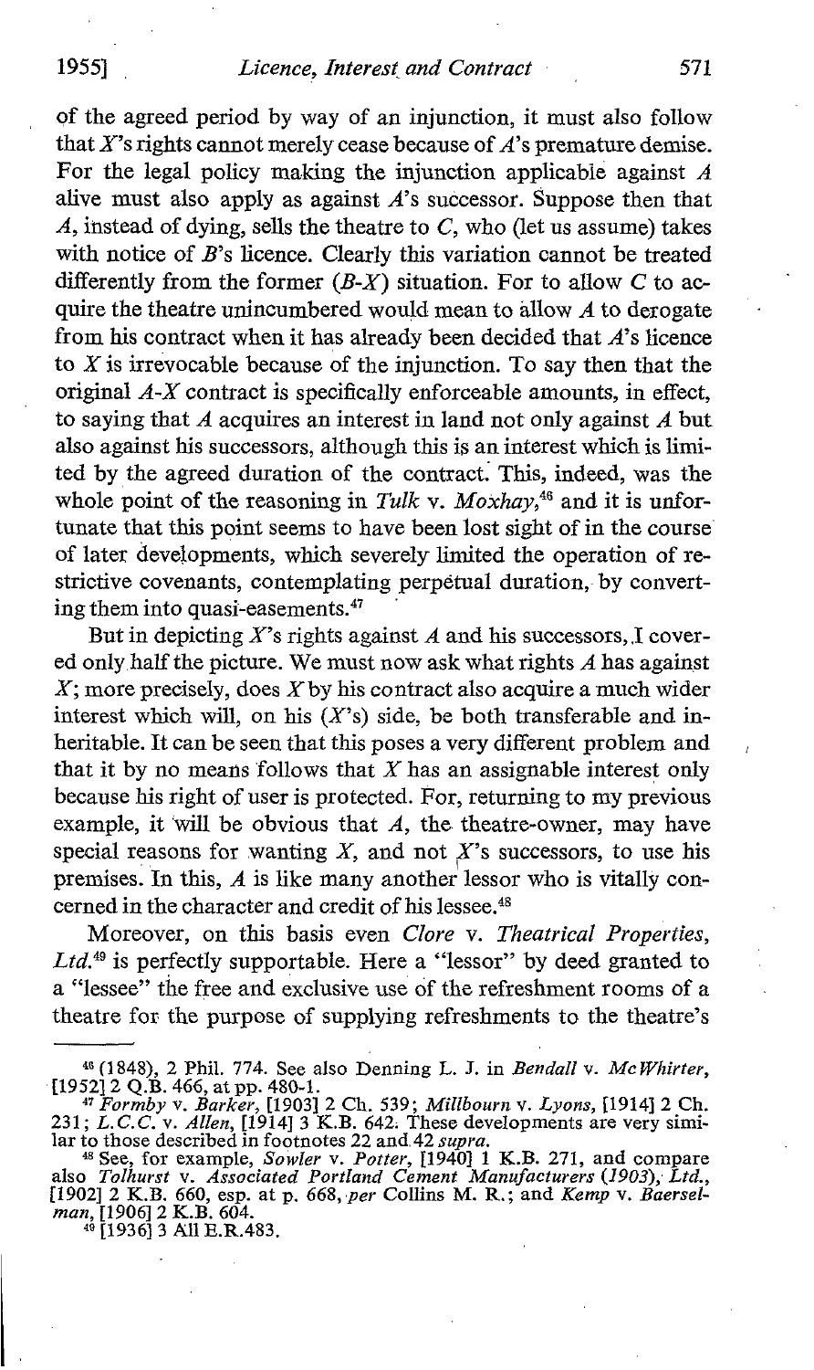of the agreed period by way of an injunction, it must also follow that *X*'s rights cannot merely cease because of *A*'s premature demise. For the legal policy making the injunction applicable against *A* alive must also apply as against *A*'s successor. Suppose then that *A*, instead of dying, sells the theatre to *C*, who (let us assume) takes with notice of *B*'s licence. Clearly this variation cannot be treated differently from the former (*B-X*) situation. For to allow *C* to acquire the theatre unincumbered would mean to allow *A* to derogate from his contract when it has already been decided that *A*'s licence to *X* is irrevocable because of the injunction. To say then that the original *A-X* contract is specifically enforceable amounts, in effect, to saying that *A* acquires an interest in land not only against *A* but also against his successors, although this is an interest which is limited by the agreed duration of the contract. This, indeed, was the whole point of the reasoning in *Tulk* v. *Moxhay*,[46] and it is unfortunate that this point seems to have been lost sight of in the course of later developments, which severely limited the operation of restrictive covenants, contemplating perpetual duration, by converting them into quasi-easements.[47]

But in depicting *X*'s rights against *A* and his successors, I covered only half the picture. We must now ask what rights *A* has against *X*; more precisely, does *X* by his contract also acquire a much wider interest which will, on his (*X*'s) side, be both transferable and inheritable. It can be seen that this poses a very different problem and that it by no means follows that *X* has an assignable interest only because his right of user is protected. For, returning to my previous example, it will be obvious that *A*, the theatre-owner, may have special reasons for wanting *X*, and not *X*'s successors, to use his premises. In this, *A* is like many another lessor who is vitally concerned in the character and credit of his lessee.[48]

Moreover, on this basis even *Clore* v. *Theatrical Properties, Ltd.*[49] is perfectly supportable. Here a "lessor" by deed granted to a "lessee" the free and exclusive use of the refreshment rooms of a theatre for the purpose of supplying refreshments to the theatre's

---

[46] (1848), 2 Phil. 774. See also Denning L. J. in *Bendall* v. *McWhirter*, [1952] 2 Q.B. 466, at pp. 480-1.

[47] *Formby* v. *Barker*, [1903] 2 Ch. 539; *Millbourn* v. *Lyons*, [1914] 2 Ch. 231; *L.C.C.* v. *Allen*, [1914] 3 K.B. 642. These developments are very similar to those described in footnotes 22 and 42 *supra*.

[48] See, for example, *Sowler* v. *Potter*, [1940] 1 K.B. 271, and compare also *Tolhurst* v. *Associated Portland Cement Manufacturers (1903), Ltd.*, [1902] 2 K.B. 660, esp. at p. 668, *per* Collins M. R.; and *Kemp* v. *Baerselman*, [1906] 2 K.B. 604.

[49] [1936] 3 All E.R.483.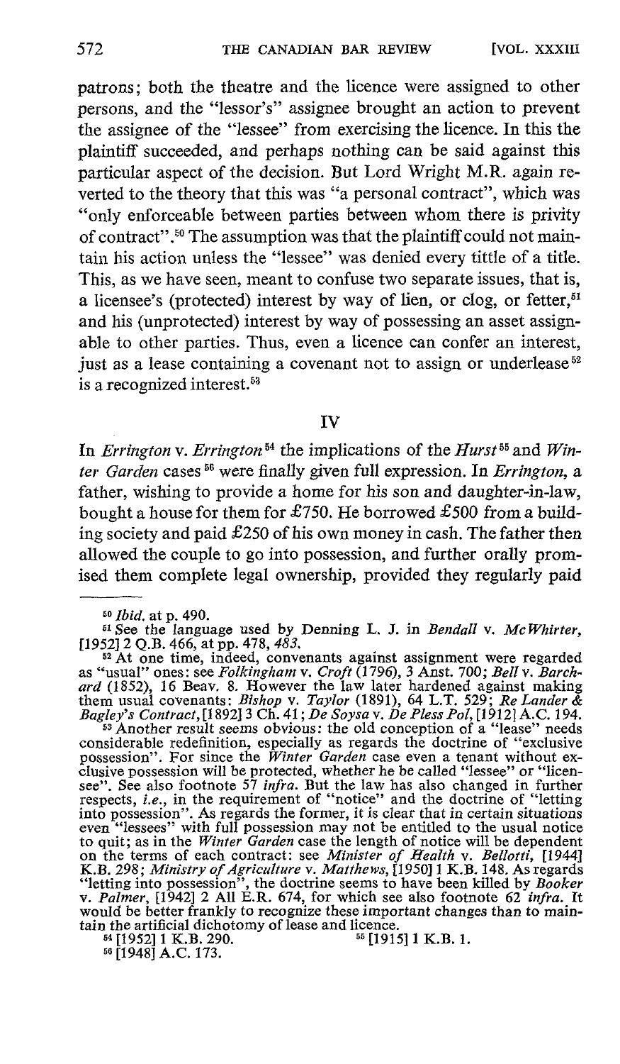patrons; both the theatre and the licence were assigned to other persons, and the "lessor's" assignee brought an action to prevent the assignee of the "lessee" from exercising the licence. In this the plaintiff succeeded, and perhaps nothing can be said against this particular aspect of the decision. But Lord Wright M.R. again reverted to the theory that this was "a personal contract", which was "only enforceable between parties between whom there is privity of contract".[50] The assumption was that the plaintiff could not maintain his action unless the "lessee" was denied every tittle of a title. This, as we have seen, meant to confuse two separate issues, that is, a licensee's (protected) interest by way of lien, or clog, or fetter,[51] and his (unprotected) interest by way of possessing an asset assignable to other parties. Thus, even a licence can confer an interest, just as a lease containing a covenant not to assign or underlease[52] is a recognized interest.[53]

## IV

In *Errington* v. *Errington*[54] the implications of the *Hurst*[55] and *Winter Garden* cases[56] were finally given full expression. In *Errington*, a father, wishing to provide a home for his son and daughter-in-law, bought a house for them for £750. He borrowed £500 from a building society and paid £250 of his own money in cash. The father then allowed the couple to go into possession, and further orally promised them complete legal ownership, provided they regularly paid

---

[50] *Ibid.* at p. 490.

[51] See the language used by Denning L. J. in *Bendall* v. *McWhirter*, [1952] 2 Q.B. 466, at pp. 478, 483.

[52] At one time, indeed, convenants against assignment were regarded as "usual" ones: see *Folkingham* v. *Croft* (1796), 3 Anst. 700; *Bell* v. *Barchard* (1852), 16 Beav. 8. However the law later hardened against making them usual covenants: *Bishop* v. *Taylor* (1891), 64 L.T. 529; *Re Lander & Bagley's Contract*, [1892] 3 Ch. 41; *De Soysa* v. *De Pless Pol*, [1912] A.C. 194.

[53] Another result seems obvious: the old conception of a "lease" needs considerable redefinition, especially as regards the doctrine of "exclusive possession". For since the *Winter Garden* case even a tenant without exclusive possession will be protected, whether he be called "lessee" or "licensee". See also footnote 57 *infra*. But the law has also changed in further respects, *i.e.*, in the requirement of "notice" and the doctrine of "letting into possession". As regards the former, it is clear that in certain situations even "lessees" with full possession may not be entitled to the usual notice to quit; as in the *Winter Garden* case the length of notice will be dependent on the terms of each contract: see *Minister of Health* v. *Bellotti*, [1944] K.B. 298; *Ministry of Agriculture* v. *Matthews*, [1950] 1 K.B. 148. As regards "letting into possession", the doctrine seems to have been killed by *Booker* v. *Palmer*, [1942] 2 All E.R. 674, for which see also footnote 62 *infra*. It would be better frankly to recognize these important changes than to maintain the artificial dichotomy of lease and licence.

[54] [1952] 1 K.B. 290.

[55] [1915] 1 K.B. 1.

[56] [1948] A.C. 173.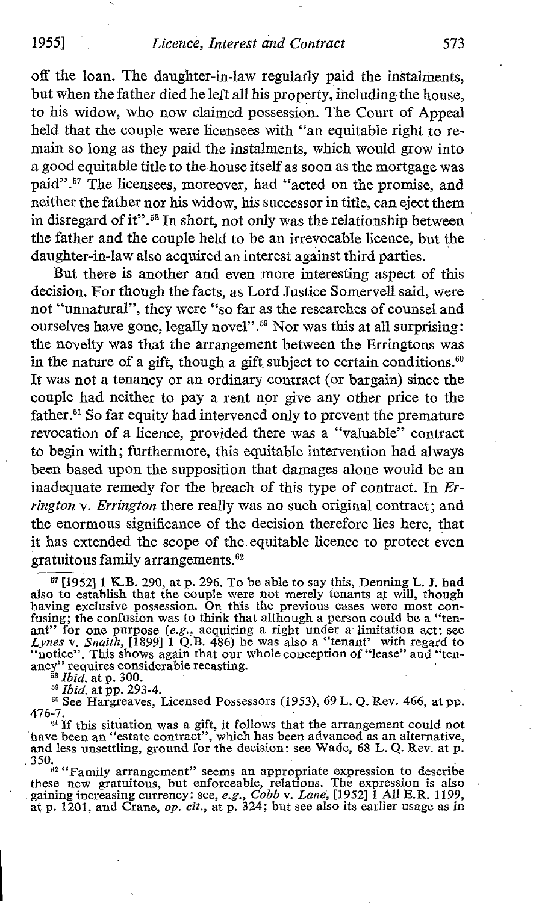off the loan. The daughter-in-law regularly paid the instalments, but when the father died he left all his property, including the house, to his widow, who now claimed possession. The Court of Appeal held that the couple were licensees with "an equitable right to remain so long as they paid the instalments, which would grow into a good equitable title to the house itself as soon as the mortgage was paid".[57] The licensees, moreover, had "acted on the promise, and neither the father nor his widow, his successor in title, can eject them in disregard of it".[58] In short, not only was the relationship between the father and the couple held to be an irrevocable licence, but the daughter-in-law also acquired an interest against third parties.

But there is another and even more interesting aspect of this decision. For though the facts, as Lord Justice Somervell said, were not "unnatural", they were "so far as the researches of counsel and ourselves have gone, legally novel".[59] Nor was this at all surprising: the novelty was that the arrangement between the Erringtons was in the nature of a gift, though a gift subject to certain conditions.[60] It was not a tenancy or an ordinary contract (or bargain) since the couple had neither to pay a rent nor give any other price to the father.[61] So far equity had intervened only to prevent the premature revocation of a licence, provided there was a "valuable" contract to begin with; furthermore, this equitable intervention had always been based upon the supposition that damages alone would be an inadequate remedy for the breach of this type of contract. In *Errington* v. *Errington* there really was no such original contract; and the enormous significance of the decision therefore lies here, that it has extended the scope of the equitable licence to protect even gratuitous family arrangements.[62]

---

[57] [1952] 1 K.B. 290, at p. 296. To be able to say this, Denning L. J. had also to establish that the couple were not merely tenants at will, though having exclusive possession. On this the previous cases were most confusing; the confusion was to think that although a person could be a "tenant" for one purpose (*e.g.*, acquiring a right under a limitation act: see *Lynes* v. *Snaith*, [1899] 1 Q.B. 486) he was also a "tenant' with regard to "notice". This shows again that our whole conception of "lease" and "tenancy" requires considerable recasting.

[58] *Ibid.* at p. 300.

[59] *Ibid.* at pp. 293-4.

[60] See Hargreaves, Licensed Possessors (1953), 69 L. Q. Rev. 466, at pp. 476-7.

[61] If this situation was a gift, it follows that the arrangement could not have been an "estate contract", which has been advanced as an alternative, and less unsettling, ground for the decision: see Wade, 68 L. Q. Rev. at p. 350.

[62] "Family arrangement" seems an appropriate expression to describe these new gratuitous, but enforceable, relations. The expression is also gaining increasing currency: see, *e.g.*, *Cobb* v. *Lane*, [1952] 1 All E.R. 1199, at p. 1201, and Crane, *op. cit.*, at p. 324; but see also its earlier usage as in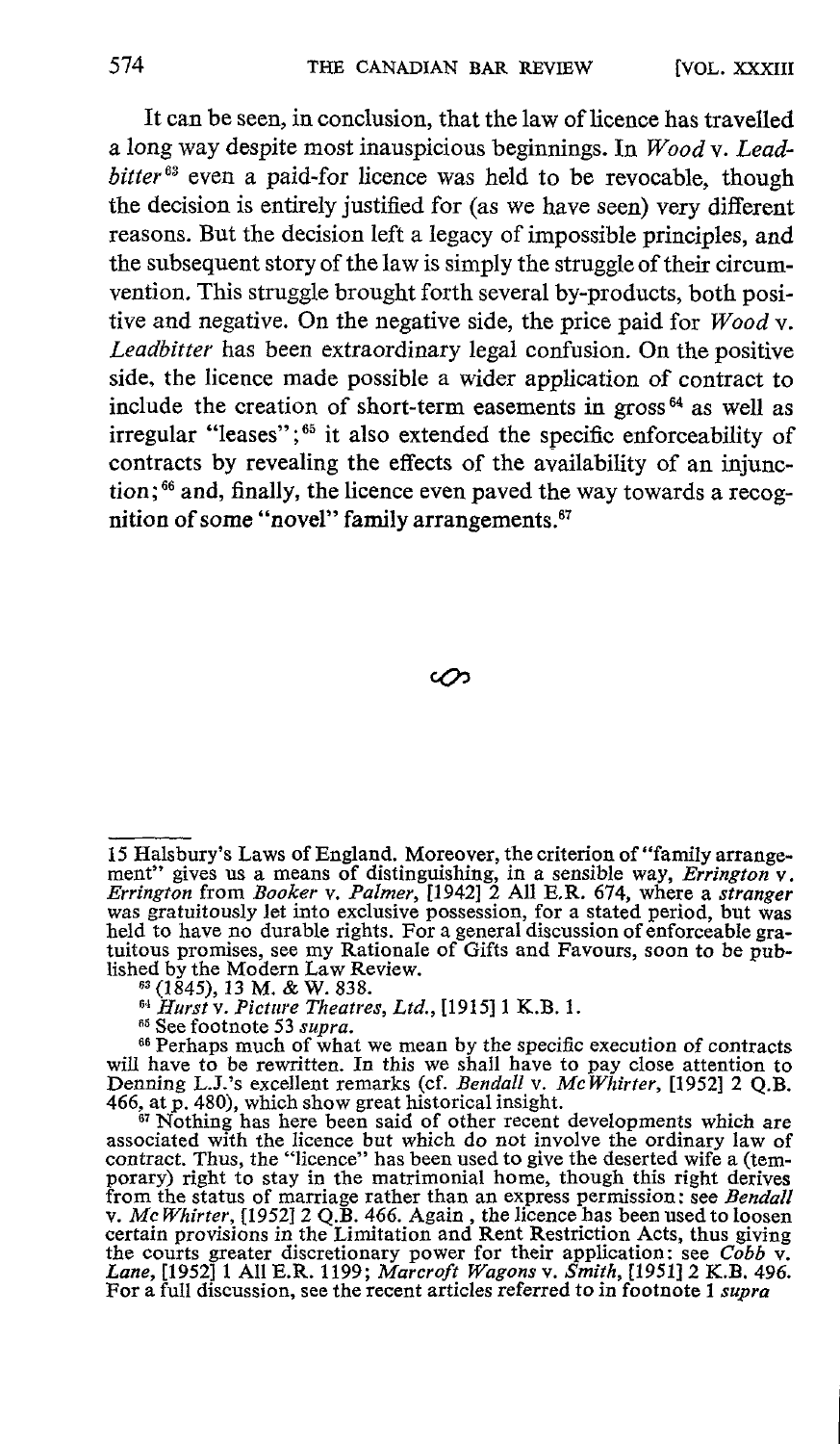It can be seen, in conclusion, that the law of licence has travelled a long way despite most inauspicious beginnings. In *Wood* v. *Leadbitter*[63] even a paid-for licence was held to be revocable, though the decision is entirely justified for (as we have seen) very different reasons. But the decision left a legacy of impossible principles, and the subsequent story of the law is simply the struggle of their circumvention. This struggle brought forth several by-products, both positive and negative. On the negative side, the price paid for *Wood* v. *Leadbitter* has been extraordinary legal confusion. On the positive side, the licence made possible a wider application of contract to include the creation of short-term easements in gross[64] as well as irregular "leases";[65] it also extended the specific enforceability of contracts by revealing the effects of the availability of an injunction;[66] and, finally, the licence even paved the way towards a recognition of some "novel" family arrangements.[67]

---

15 Halsbury's Laws of England. Moreover, the criterion of "family arrangement" gives us a means of distinguishing, in a sensible way, *Errington* v. *Errington* from *Booker* v. *Palmer*, [1942] 2 All E.R. 674, where a *stranger* was gratuitously let into exclusive possession, for a stated period, but was held to have no durable rights. For a general discussion of enforceable gratuitous promises, see my Rationale of Gifts and Favours, soon to be published by the Modern Law Review.

[63] (1845), 13 M. & W. 838.

[64] *Hurst* v. *Picture Theatres, Ltd.*, [1915] 1 K.B. 1.

[65] See footnote 53 *supra*.

[66] Perhaps much of what we mean by the specific execution of contracts will have to be rewritten. In this we shall have to pay close attention to Denning L.J.'s excellent remarks (cf. *Bendall* v. *McWhirter*, [1952] 2 Q.B. 466, at p. 480), which show great historical insight.

[67] Nothing has here been said of other recent developments which are associated with the licence but which do not involve the ordinary law of contract. Thus, the "licence" has been used to give the deserted wife a (temporary) right to stay in the matrimonial home, though this right derives from the status of marriage rather than an express permission: see *Bendall* v. *McWhirter*, [1952] 2 Q.B. 466. Again, the licence has been used to loosen certain provisions in the Limitation and Rent Restriction Acts, thus giving the courts greater discretionary power for their application: see *Cobb* v. *Lane*, [1952] 1 All E.R. 1199; *Marcroft Wagons* v. *Smith*, [1951] 2 K.B. 496. For a full discussion, see the recent articles referred to in footnote 1 *supra*